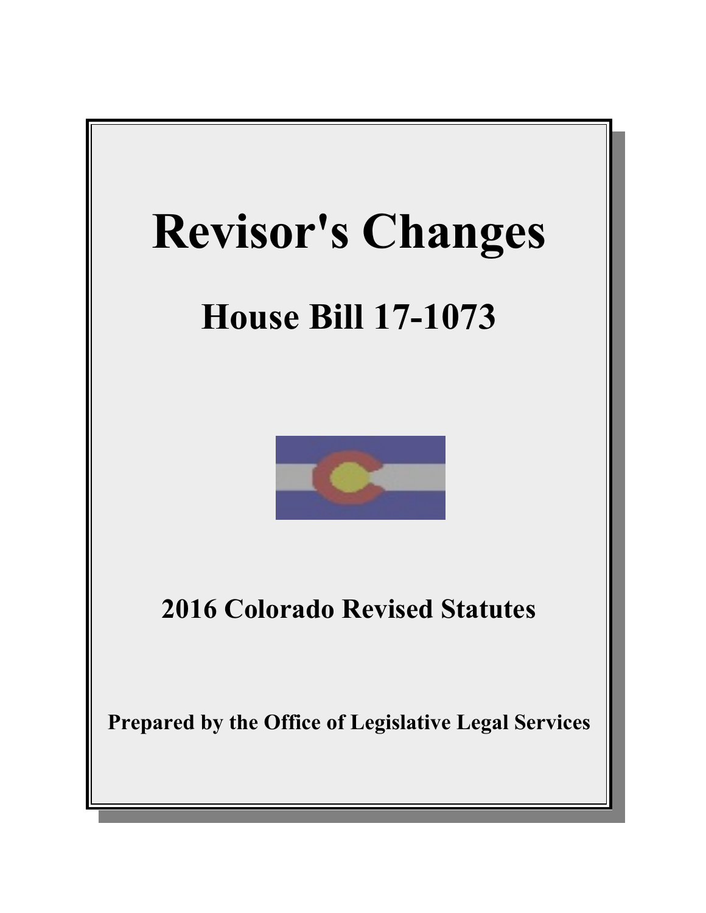# Revisor's Changes

## House Bill 17-1073

### 2016 Colorado Revised Statutes

**Prepared by the Office of Legislative Legal Services**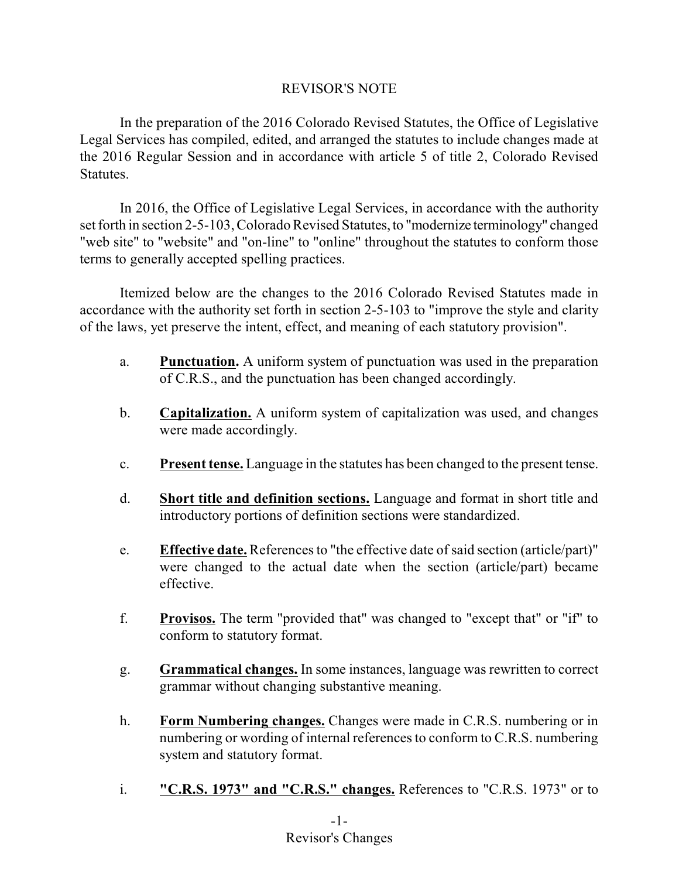# REVISOR'S NOTE

In the preparation of the 2016 Colorado Revised Statutes, the Office of Legislative Legal Services has compiled, edited, and arranged the statutes to include changes made at the 2016 Regular Session and in accordance with article 5 of title 2, Colorado Revised Statutes.

In 2016, the Office of Legislative Legal Services, in accordance with the authority set forth in section 2-5-103, Colorado Revised Statutes, to "modernize terminology" changed "web site" to "website" and "on-line" to "online" throughout the statutes to conform those terms to generally accepted spelling practices.

Itemized below are the changes to the 2016 Colorado Revised Statutes made in accordance with the authority set forth in section 2-5-103 to "improve the style and clarity of the laws, yet preserve the intent, effect, and meaning of each statutory provision".

a. **Punctuation.** A uniform system of punctuation was used in the preparation of C.R.S., and the punctuation has been changed accordingly.

b. **Capitalization.** A uniform system of capitalization was used, and changes were made accordingly.

c. **Present tense.** Language in the statutes has been changed to the present tense.

d. **Short title and definition sections.** Language and format in short title and introductory portions of definition sections were standardized.

e. **Effective date.** References to "the effective date of said section (article/part)" were changed to the actual date when the section (article/part) became effective.

f. **Provisos.** The term "provided that" was changed to "except that" or "if" to conform to statutory format.

g. **Grammatical changes.** In some instances, language was rewritten to correct grammar without changing substantive meaning.

h. **Form Numbering changes.** Changes were made in C.R.S. numbering or in numbering or wording of internal references to conform to C.R.S. numbering system and statutory format.

i. **"C.R.S. 1973" and "C.R.S." changes.** References to "C.R.S. 1973" or to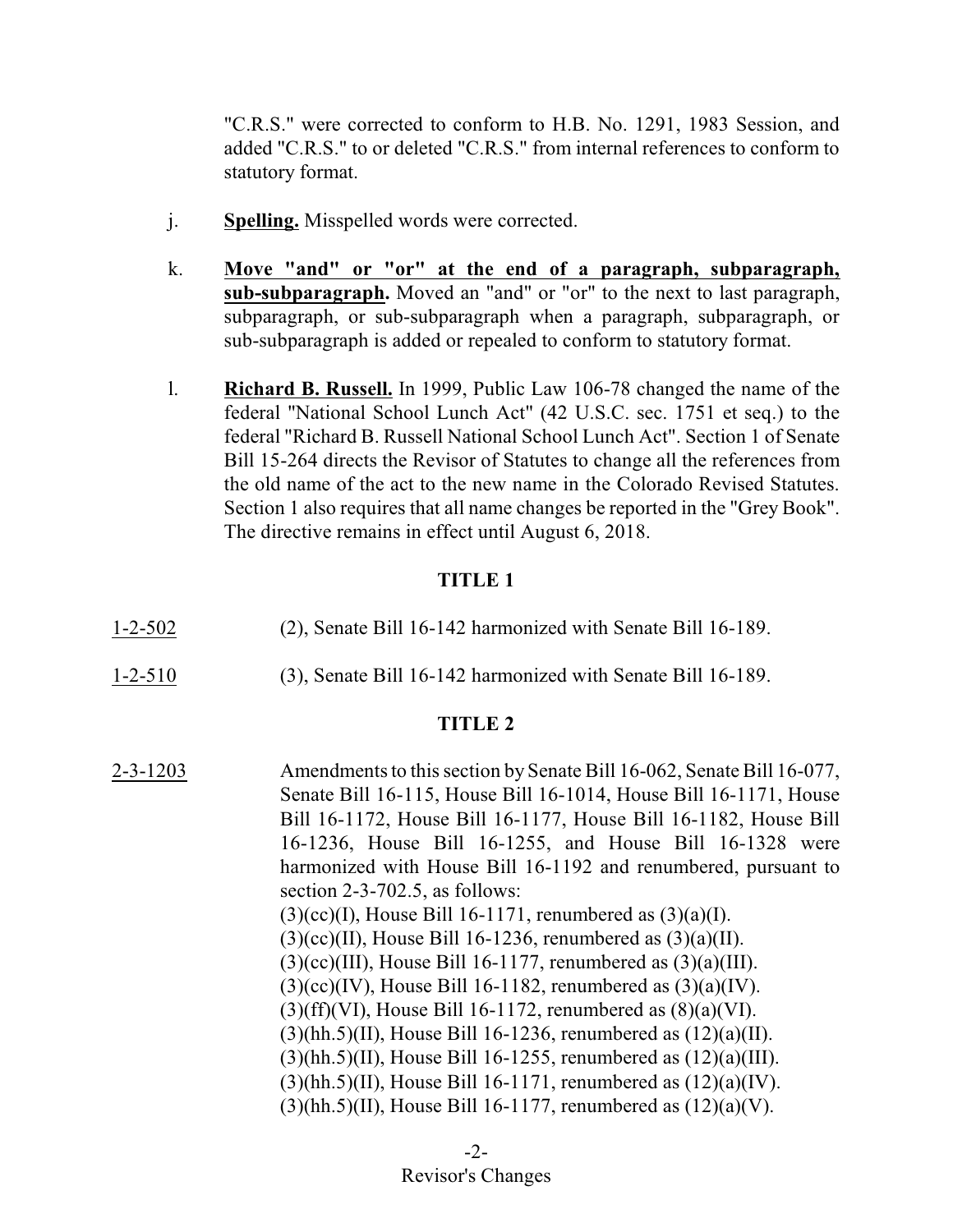"C.R.S." were corrected to conform to H.B. No. 1291, 1983 Session, and added "C.R.S." to or deleted "C.R.S." from internal references to conform to statutory format.

j. **Spelling.** Misspelled words were corrected.

k. **Move "and" or "or" at the end of a paragraph, subparagraph, sub-subparagraph.** Moved an "and" or "or" to the next to last paragraph, subparagraph, or sub-subparagraph when a paragraph, subparagraph, or sub-subparagraph is added or repealed to conform to statutory format.

l. **Richard B. Russell.** In 1999, Public Law 106-78 changed the name of the federal "National School Lunch Act" (42 U.S.C. sec. 1751 et seq.) to the federal "Richard B. Russell National School Lunch Act". Section 1 of Senate Bill 15-264 directs the Revisor of Statutes to change all the references from the old name of the act to the new name in the Colorado Revised Statutes. Section 1 also requires that all name changes be reported in the "Grey Book". The directive remains in effect until August 6, 2018.

## TITLE 1

1-2-502 (2), Senate Bill 16-142 harmonized with Senate Bill 16-189.

1-2-510 (3), Senate Bill 16-142 harmonized with Senate Bill 16-189.

## TITLE 2

2-3-1203 Amendments to this section by Senate Bill 16-062, Senate Bill 16-077, Senate Bill 16-115, House Bill 16-1014, House Bill 16-1171, House Bill 16-1172, House Bill 16-1177, House Bill 16-1182, House Bill 16-1236, House Bill 16-1255, and House Bill 16-1328 were harmonized with House Bill 16-1192 and renumbered, pursuant to section 2-3-702.5, as follows:

(3)(cc)(I), House Bill 16-1171, renumbered as (3)(a)(I).
(3)(cc)(II), House Bill 16-1236, renumbered as (3)(a)(II).
(3)(cc)(III), House Bill 16-1177, renumbered as (3)(a)(III).
(3)(cc)(IV), House Bill 16-1182, renumbered as (3)(a)(IV).
(3)(ff)(VI), House Bill 16-1172, renumbered as (8)(a)(VI).
(3)(hh.5)(II), House Bill 16-1236, renumbered as (12)(a)(II).
(3)(hh.5)(II), House Bill 16-1255, renumbered as (12)(a)(III).
(3)(hh.5)(II), House Bill 16-1171, renumbered as (12)(a)(IV).
(3)(hh.5)(II), House Bill 16-1177, renumbered as (12)(a)(V).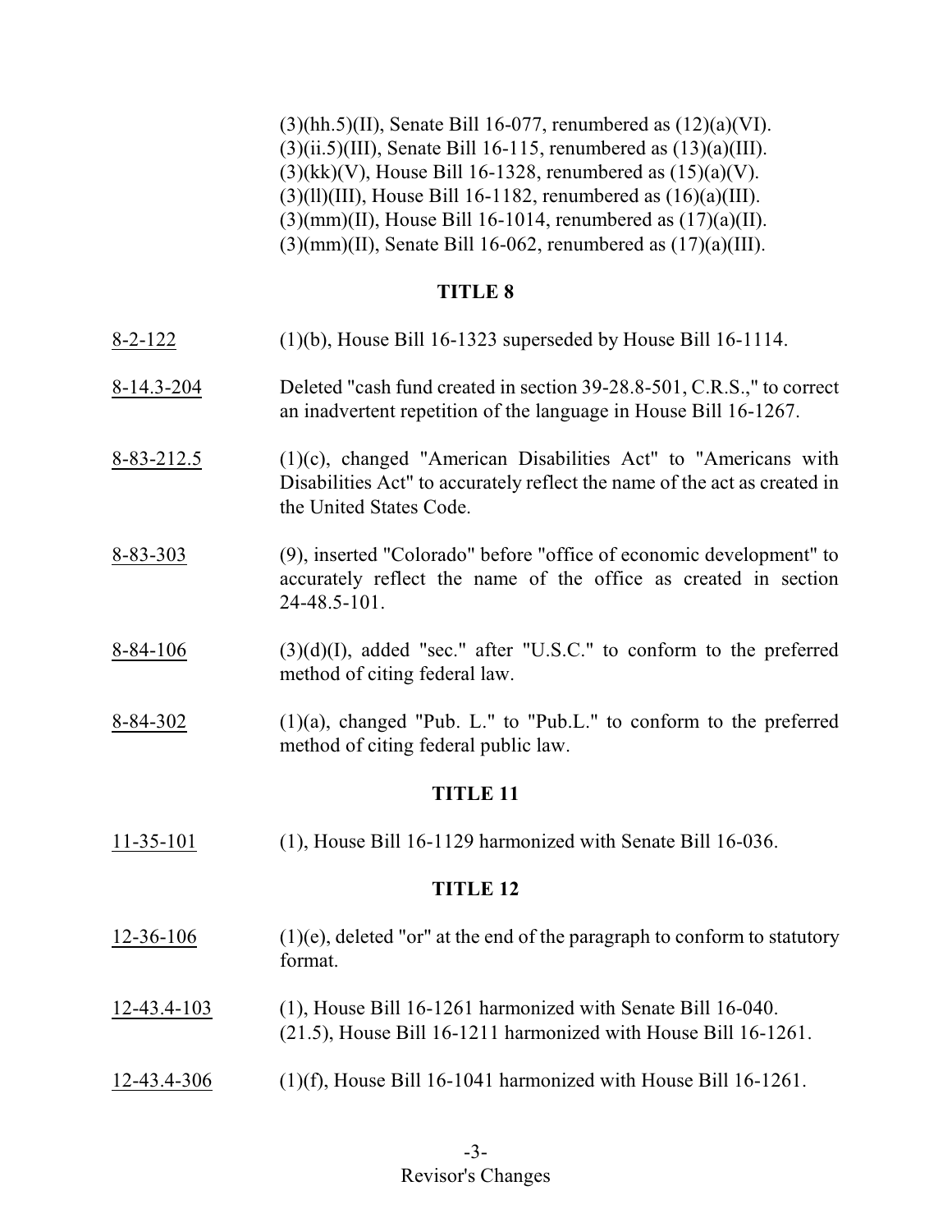(3)(hh.5)(II), Senate Bill 16-077, renumbered as (12)(a)(VI).
(3)(ii.5)(III), Senate Bill 16-115, renumbered as (13)(a)(III).
(3)(kk)(V), House Bill 16-1328, renumbered as (15)(a)(V).
(3)(ll)(III), House Bill 16-1182, renumbered as (16)(a)(III).
(3)(mm)(II), House Bill 16-1014, renumbered as (17)(a)(II).
(3)(mm)(II), Senate Bill 16-062, renumbered as (17)(a)(III).

## TITLE 8

8-2-122 (1)(b), House Bill 16-1323 superseded by House Bill 16-1114.

8-14.3-204 Deleted "cash fund created in section 39-28.8-501, C.R.S.," to correct an inadvertent repetition of the language in House Bill 16-1267.

8-83-212.5 (1)(c), changed "American Disabilities Act" to "Americans with Disabilities Act" to accurately reflect the name of the act as created in the United States Code.

8-83-303 (9), inserted "Colorado" before "office of economic development" to accurately reflect the name of the office as created in section 24-48.5-101.

8-84-106 (3)(d)(I), added "sec." after "U.S.C." to conform to the preferred method of citing federal law.

8-84-302 (1)(a), changed "Pub. L." to "Pub.L." to conform to the preferred method of citing federal public law.

## TITLE 11

11-35-101 (1), House Bill 16-1129 harmonized with Senate Bill 16-036.

## TITLE 12

12-36-106 (1)(e), deleted "or" at the end of the paragraph to conform to statutory format.

12-43.4-103 (1), House Bill 16-1261 harmonized with Senate Bill 16-040.
(21.5), House Bill 16-1211 harmonized with House Bill 16-1261.

12-43.4-306 (1)(f), House Bill 16-1041 harmonized with House Bill 16-1261.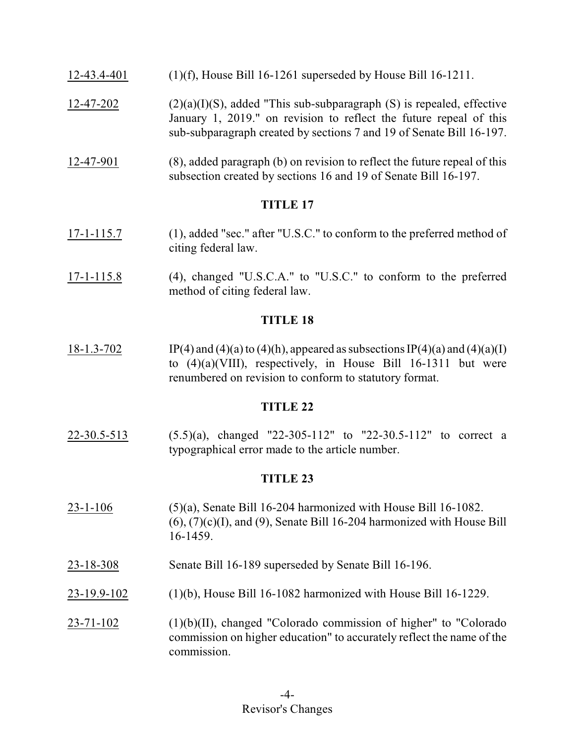12-43.4-401 (1)(f), House Bill 16-1261 superseded by House Bill 16-1211.

12-47-202 (2)(a)(I)(S), added "This sub-subparagraph (S) is repealed, effective January 1, 2019." on revision to reflect the future repeal of this sub-subparagraph created by sections 7 and 19 of Senate Bill 16-197.

12-47-901 (8), added paragraph (b) on revision to reflect the future repeal of this subsection created by sections 16 and 19 of Senate Bill 16-197.

## TITLE 17

17-1-115.7 (1), added "sec." after "U.S.C." to conform to the preferred method of citing federal law.

17-1-115.8 (4), changed "U.S.C.A." to "U.S.C." to conform to the preferred method of citing federal law.

## TITLE 18

18-1.3-702 IP(4) and (4)(a) to (4)(h), appeared as subsections IP(4)(a) and (4)(a)(I) to (4)(a)(VIII), respectively, in House Bill 16-1311 but were renumbered on revision to conform to statutory format.

## TITLE 22

22-30.5-513 (5.5)(a), changed "22-305-112" to "22-30.5-112" to correct a typographical error made to the article number.

## TITLE 23

23-1-106 (5)(a), Senate Bill 16-204 harmonized with House Bill 16-1082. (6), (7)(c)(I), and (9), Senate Bill 16-204 harmonized with House Bill 16-1459.

23-18-308 Senate Bill 16-189 superseded by Senate Bill 16-196.

23-19.9-102 (1)(b), House Bill 16-1082 harmonized with House Bill 16-1229.

23-71-102 (1)(b)(II), changed "Colorado commission of higher" to "Colorado commission on higher education" to accurately reflect the name of the commission.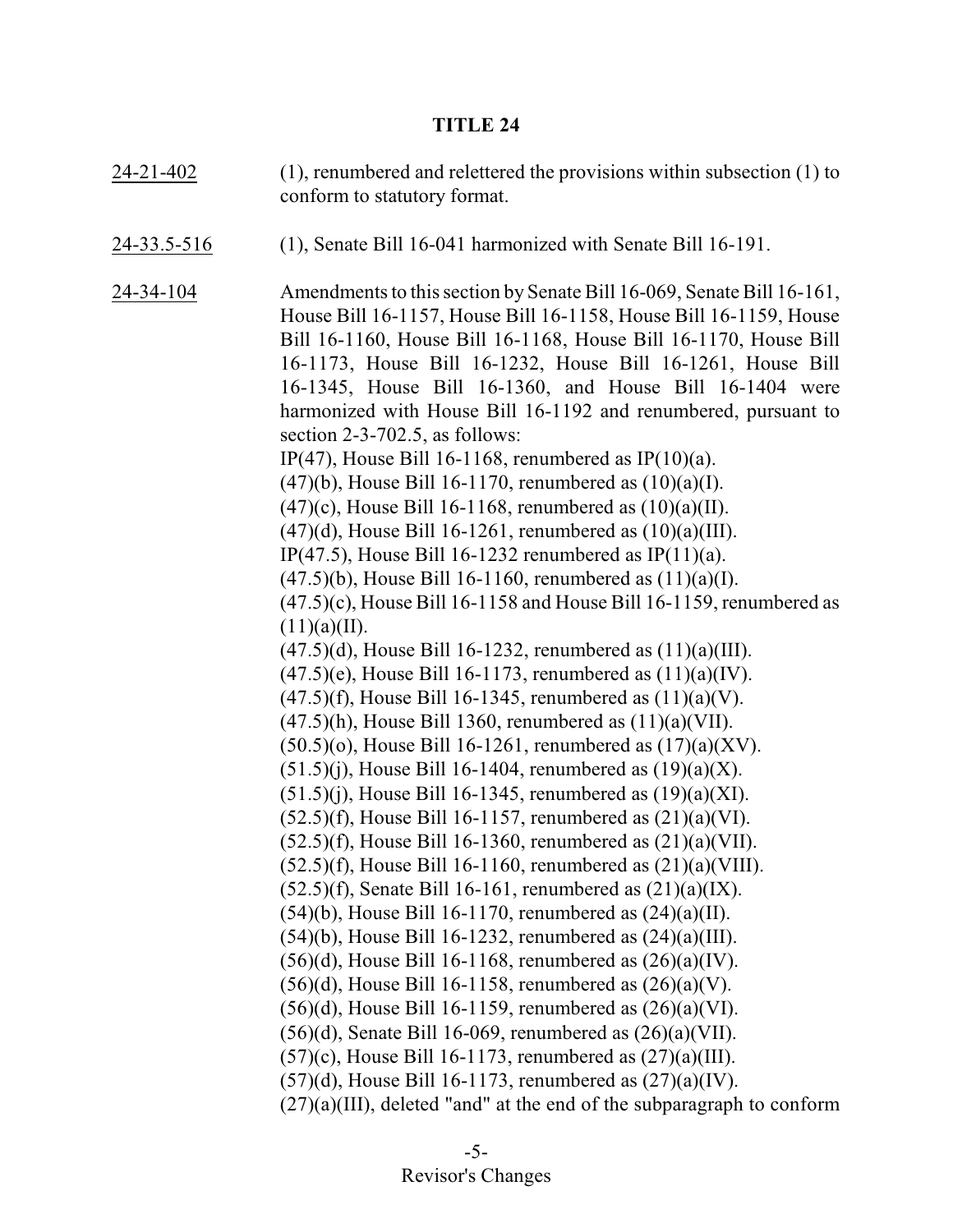## TITLE 24

24-21-402 (1), renumbered and relettered the provisions within subsection (1) to conform to statutory format.

24-33.5-516 (1), Senate Bill 16-041 harmonized with Senate Bill 16-191.

24-34-104 Amendments to this section by Senate Bill 16-069, Senate Bill 16-161, House Bill 16-1157, House Bill 16-1158, House Bill 16-1159, House Bill 16-1160, House Bill 16-1168, House Bill 16-1170, House Bill 16-1173, House Bill 16-1232, House Bill 16-1261, House Bill 16-1345, House Bill 16-1360, and House Bill 16-1404 were harmonized with House Bill 16-1192 and renumbered, pursuant to section 2-3-702.5, as follows:

IP(47), House Bill 16-1168, renumbered as IP(10)(a).
(47)(b), House Bill 16-1170, renumbered as (10)(a)(I).
(47)(c), House Bill 16-1168, renumbered as (10)(a)(II).
(47)(d), House Bill 16-1261, renumbered as (10)(a)(III).
IP(47.5), House Bill 16-1232 renumbered as IP(11)(a).
(47.5)(b), House Bill 16-1160, renumbered as (11)(a)(I).
(47.5)(c), House Bill 16-1158 and House Bill 16-1159, renumbered as (11)(a)(II).
(47.5)(d), House Bill 16-1232, renumbered as (11)(a)(III).
(47.5)(e), House Bill 16-1173, renumbered as (11)(a)(IV).
(47.5)(f), House Bill 16-1345, renumbered as (11)(a)(V).
(47.5)(h), House Bill 1360, renumbered as (11)(a)(VII).
(50.5)(o), House Bill 16-1261, renumbered as (17)(a)(XV).
(51.5)(j), House Bill 16-1404, renumbered as (19)(a)(X).
(51.5)(j), House Bill 16-1345, renumbered as (19)(a)(XI).
(52.5)(f), House Bill 16-1157, renumbered as (21)(a)(VI).
(52.5)(f), House Bill 16-1360, renumbered as (21)(a)(VII).
(52.5)(f), House Bill 16-1160, renumbered as (21)(a)(VIII).
(52.5)(f), Senate Bill 16-161, renumbered as (21)(a)(IX).
(54)(b), House Bill 16-1170, renumbered as (24)(a)(II).
(54)(b), House Bill 16-1232, renumbered as (24)(a)(III).
(56)(d), House Bill 16-1168, renumbered as (26)(a)(IV).
(56)(d), House Bill 16-1158, renumbered as (26)(a)(V).
(56)(d), House Bill 16-1159, renumbered as (26)(a)(VI).
(56)(d), Senate Bill 16-069, renumbered as (26)(a)(VII).
(57)(c), House Bill 16-1173, renumbered as (27)(a)(III).
(57)(d), House Bill 16-1173, renumbered as (27)(a)(IV).
(27)(a)(III), deleted "and" at the end of the subparagraph to conform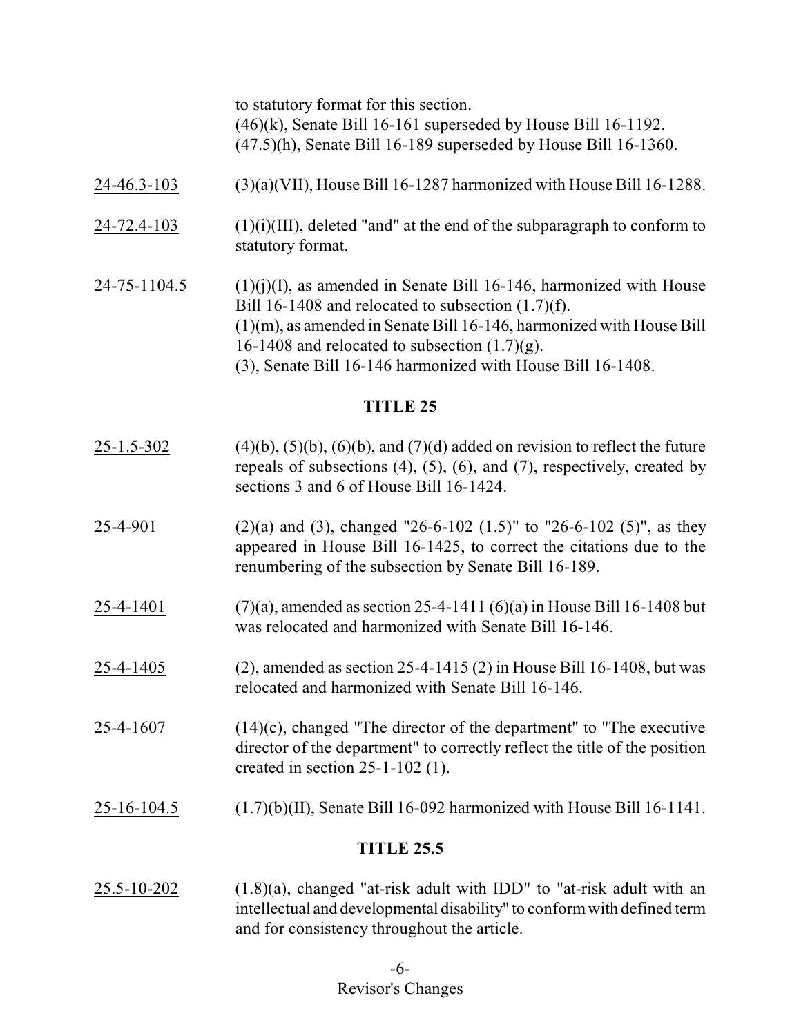to statutory format for this section.
(46)(k), Senate Bill 16-161 superseded by House Bill 16-1192.
(47.5)(h), Senate Bill 16-189 superseded by House Bill 16-1360.

24-46.3-103 (3)(a)(VII), House Bill 16-1287 harmonized with House Bill 16-1288.

24-72.4-103 (1)(i)(III), deleted "and" at the end of the subparagraph to conform to statutory format.

24-75-1104.5 (1)(j)(I), as amended in Senate Bill 16-146, harmonized with House Bill 16-1408 and relocated to subsection (1.7)(f).
(1)(m), as amended in Senate Bill 16-146, harmonized with House Bill 16-1408 and relocated to subsection (1.7)(g).
(3), Senate Bill 16-146 harmonized with House Bill 16-1408.

## TITLE 25

25-1.5-302 (4)(b), (5)(b), (6)(b), and (7)(d) added on revision to reflect the future repeals of subsections (4), (5), (6), and (7), respectively, created by sections 3 and 6 of House Bill 16-1424.

25-4-901 (2)(a) and (3), changed "26-6-102 (1.5)" to "26-6-102 (5)", as they appeared in House Bill 16-1425, to correct the citations due to the renumbering of the subsection by Senate Bill 16-189.

25-4-1401 (7)(a), amended as section 25-4-1411 (6)(a) in House Bill 16-1408 but was relocated and harmonized with Senate Bill 16-146.

25-4-1405 (2), amended as section 25-4-1415 (2) in House Bill 16-1408, but was relocated and harmonized with Senate Bill 16-146.

25-4-1607 (14)(c), changed "The director of the department" to "The executive director of the department" to correctly reflect the title of the position created in section 25-1-102 (1).

25-16-104.5 (1.7)(b)(II), Senate Bill 16-092 harmonized with House Bill 16-1141.

## TITLE 25.5

25.5-10-202 (1.8)(a), changed "at-risk adult with IDD" to "at-risk adult with an intellectual and developmental disability" to conform with defined term and for consistency throughout the article.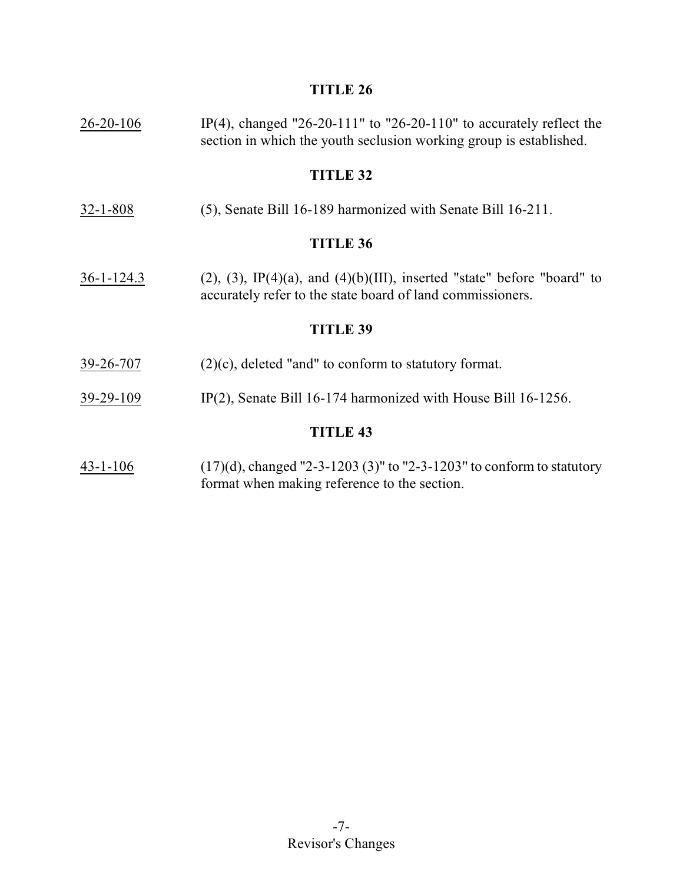## TITLE 26

| | |
|---|---|
| 26-20-106 | IP(4), changed "26-20-111" to "26-20-110" to accurately reflect the section in which the youth seclusion working group is established. |

## TITLE 32

| | |
|---|---|
| 32-1-808 | (5), Senate Bill 16-189 harmonized with Senate Bill 16-211. |

## TITLE 36

| | |
|---|---|
| 36-1-124.3 | (2), (3), IP(4)(a), and (4)(b)(III), inserted "state" before "board" to accurately refer to the state board of land commissioners. |

## TITLE 39

| | |
|---|---|
| 39-26-707 | (2)(c), deleted "and" to conform to statutory format. |
| 39-29-109 | IP(2), Senate Bill 16-174 harmonized with House Bill 16-1256. |

## TITLE 43

| | |
|---|---|
| 43-1-106 | (17)(d), changed "2-3-1203 (3)" to "2-3-1203" to conform to statutory format when making reference to the section. |